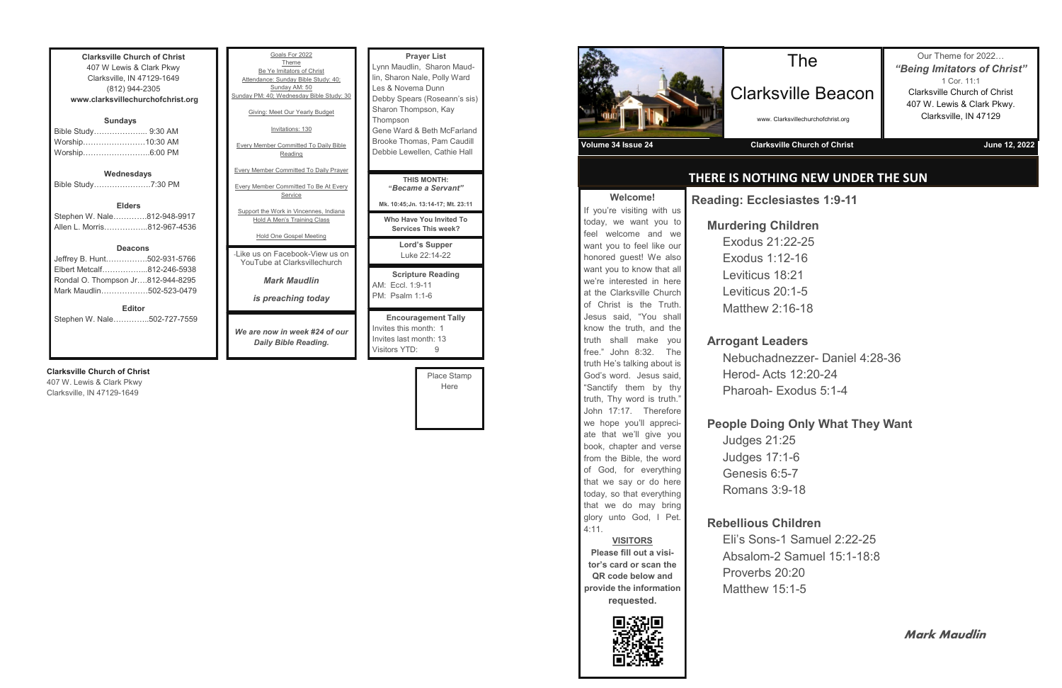**Clarksville Church of Christ**
407 W Lewis & Clark Pkwy
Clarksville, IN 47129-1649
(812) 944-2305
**www.clarksvillechurchofchrist.org**

**Sundays**
Bible Study………………... 9:30 AM
Worship……………………10:30 AM
Worship……………………..6:00 PM

**Wednesdays**
Bible Study…………………7:30 PM

**Elders**
Stephen W. Nale………….812-948-9917
Allen L. Morris……………..812-967-4536

**Deacons**
Jeffrey B. Hunt…………….502-931-5766
Elbert Metcalf……………...812-246-5938
Rondal O. Thompson Jr….812-944-8295
Mark Maudlin………………502-523-0479

**Editor**
Stephen W. Nale…………..502-727-7559

Goals For 2022
Theme
Be Ye Imitators of Christ
Attendance: Sunday Bible Study: 40; Sunday AM: 50
Sunday PM: 40; Wednesday Bible Study: 30

Giving: Meet Our Yearly Budget

Invitations: 130

Every Member Committed To Daily Bible Reading

Every Member Committed To Daily Prayer

Every Member Committed To Be At Every Service

Support the Work in Vincennes, Indiana
Hold A Men's Training Class

Hold One Gospel Meeting

-Like us on Facebook-View us on YouTube at Clarksvillechurch

***Mark Maudlin***

***is preaching today***

***We are now in week #24 of our Daily Bible Reading.***

**Prayer List**
Lynn Maudlin, Sharon Maudlin, Sharon Nale, Polly Ward
Les & Novema Dunn
Debby Spears (Roseann's sis)
Sharon Thompson, Kay Thompson
Gene Ward & Beth McFarland
Brooke Thomas, Pam Caudill
Debbie Lewellen, Cathie Hall

**THIS MONTH:**
**"*Became a Servant*"**
**Mk. 10:45;Jn. 13:14-17; Mt. 23:11**

**Who Have You Invited To Services This week?**

**Lord's Supper**
Luke 22:14-22

**Scripture Reading**
AM: Eccl. 1:9-11
PM: Psalm 1:1-6

**Encouragement Tally**
Invites this month: 1
Invites last month: 13
Visitors YTD: 9

**Clarksville Church of Christ**
407 W. Lewis & Clark Pkwy
Clarksville, IN 47129-1649

Place Stamp Here

# The Clarksville Beacon

www. Clarksvillechurchofchrist.org

Our Theme for 2022…
***"Being Imitators of Christ"***
1 Cor. 11:1
Clarksville Church of Christ
407 W. Lewis & Clark Pkwy.
Clarksville, IN 47129

**Volume 34 Issue 24** | **Clarksville Church of Christ** | **June 12, 2022**

## THERE IS NOTHING NEW UNDER THE SUN

**Welcome!**
If you're visiting with us today, we want you to feel welcome and we want you to feel like our honored guest! We also want you to know that all we're interested in here at the Clarksville Church of Christ is the Truth. Jesus said, "You shall know the truth, and the truth shall make you free." John 8:32. The truth He's talking about is God's word. Jesus said, "Sanctify them by thy truth, Thy word is truth." John 17:17. Therefore we hope you'll appreciate that we'll give you book, chapter and verse from the Bible, the word of God, for everything that we say or do here today, so that everything that we do may bring glory unto God, I Pet. 4:11.

**VISITORS**
**Please fill out a visitor's card or scan the QR code below and provide the information requested.**

### Reading: Ecclesiastes 1:9-11

**Murdering Children**
- Exodus 21:22-25
- Exodus 1:12-16
- Leviticus 18:21
- Leviticus 20:1-5
- Matthew 2:16-18

**Arrogant Leaders**
- Nebuchadnezzer- Daniel 4:28-36
- Herod- Acts 12:20-24
- Pharoah- Exodus 5:1-4

**People Doing Only What They Want**
- Judges 21:25
- Judges 17:1-6
- Genesis 6:5-7
- Romans 3:9-18

**Rebellious Children**
- Eli's Sons-1 Samuel 2:22-25
- Absalom-2 Samuel 15:1-18:8
- Proverbs 20:20
- Matthew 15:1-5

***Mark Maudlin***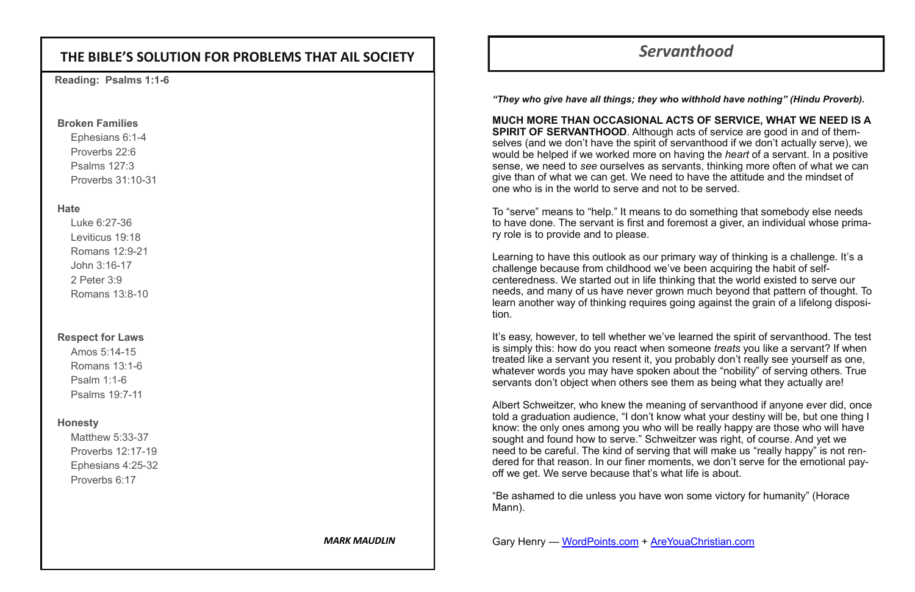## THE BIBLE'S SOLUTION FOR PROBLEMS THAT AIL SOCIETY

**Reading: Psalms 1:1-6**

**Broken Families**

- Ephesians 6:1-4
- Proverbs 22:6
- Psalms 127:3
- Proverbs 31:10-31

**Hate**

- Luke 6:27-36
- Leviticus 19:18
- Romans 12:9-21
- John 3:16-17
- 2 Peter 3:9
- Romans 13:8-10

**Respect for Laws**

- Amos 5:14-15
- Romans 13:1-6
- Psalm 1:1-6
- Psalms 19:7-11

**Honesty**

- Matthew 5:33-37
- Proverbs 12:17-19
- Ephesians 4:25-32
- Proverbs 6:17

***MARK MAUDLIN***

## *Servanthood*

***"They who give have all things; they who withhold have nothing" (Hindu Proverb).***

**MUCH MORE THAN OCCASIONAL ACTS OF SERVICE, WHAT WE NEED IS A SPIRIT OF SERVANTHOOD**. Although acts of service are good in and of themselves (and we don't have the spirit of servanthood if we don't actually serve), we would be helped if we worked more on having the *heart* of a servant. In a positive sense, we need to *see* ourselves as servants, thinking more often of what we can give than of what we can get. We need to have the attitude and the mindset of one who is in the world to serve and not to be served.

To "serve" means to "help." It means to do something that somebody else needs to have done. The servant is first and foremost a giver, an individual whose primary role is to provide and to please.

Learning to have this outlook as our primary way of thinking is a challenge. It's a challenge because from childhood we've been acquiring the habit of self-centeredness. We started out in life thinking that the world existed to serve our needs, and many of us have never grown much beyond that pattern of thought. To learn another way of thinking requires going against the grain of a lifelong disposition.

It's easy, however, to tell whether we've learned the spirit of servanthood. The test is simply this: how do you react when someone *treats* you like a servant? If when treated like a servant you resent it, you probably don't really see yourself as one, whatever words you may have spoken about the "nobility" of serving others. True servants don't object when others see them as being what they actually are!

Albert Schweitzer, who knew the meaning of servanthood if anyone ever did, once told a graduation audience, "I don't know what your destiny will be, but one thing I know: the only ones among you who will be really happy are those who will have sought and found how to serve." Schweitzer was right, of course. And yet we need to be careful. The kind of serving that will make us "really happy" is not rendered for that reason. In our finer moments, we don't serve for the emotional payoff we get. We serve because that's what life is about.

"Be ashamed to die unless you have won some victory for humanity" (Horace Mann).

Gary Henry — WordPoints.com + AreYouaChristian.com